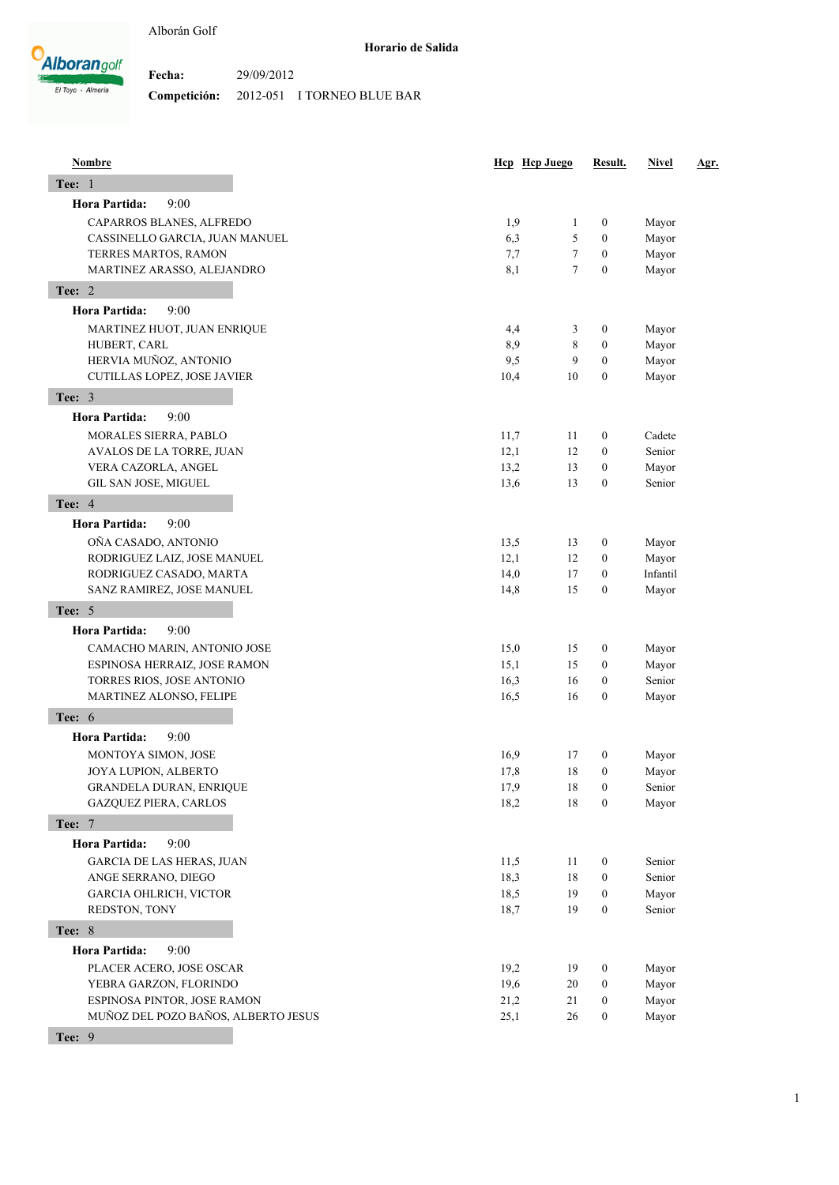Alborán Golf

## Horario de Salida

**Fecha:** 29/09/2012

**Competición:** 2012-051 I TORNEO BLUE BAR

| Nombre | Hcp | Hcp Juego | Result. | Nivel | Agr. |
|---|---|---|---|---|---|
| **Tee: 1** | | | | | |
| **Hora Partida: 9:00** | | | | | |
| CAPARROS BLANES, ALFREDO | 1,9 | 1 | 0 | Mayor | |
| CASSINELLO GARCIA, JUAN MANUEL | 6,3 | 5 | 0 | Mayor | |
| TERRES MARTOS, RAMON | 7,7 | 7 | 0 | Mayor | |
| MARTINEZ ARASSO, ALEJANDRO | 8,1 | 7 | 0 | Mayor | |
| **Tee: 2** | | | | | |
| **Hora Partida: 9:00** | | | | | |
| MARTINEZ HUOT, JUAN ENRIQUE | 4,4 | 3 | 0 | Mayor | |
| HUBERT, CARL | 8,9 | 8 | 0 | Mayor | |
| HERVIA MUÑOZ, ANTONIO | 9,5 | 9 | 0 | Mayor | |
| CUTILLAS LOPEZ, JOSE JAVIER | 10,4 | 10 | 0 | Mayor | |
| **Tee: 3** | | | | | |
| **Hora Partida: 9:00** | | | | | |
| MORALES SIERRA, PABLO | 11,7 | 11 | 0 | Cadete | |
| AVALOS DE LA TORRE, JUAN | 12,1 | 12 | 0 | Senior | |
| VERA CAZORLA, ANGEL | 13,2 | 13 | 0 | Mayor | |
| GIL SAN JOSE, MIGUEL | 13,6 | 13 | 0 | Senior | |
| **Tee: 4** | | | | | |
| **Hora Partida: 9:00** | | | | | |
| OÑA CASADO, ANTONIO | 13,5 | 13 | 0 | Mayor | |
| RODRIGUEZ LAIZ, JOSE MANUEL | 12,1 | 12 | 0 | Mayor | |
| RODRIGUEZ CASADO, MARTA | 14,0 | 17 | 0 | Infantil | |
| SANZ RAMIREZ, JOSE MANUEL | 14,8 | 15 | 0 | Mayor | |
| **Tee: 5** | | | | | |
| **Hora Partida: 9:00** | | | | | |
| CAMACHO MARIN, ANTONIO JOSE | 15,0 | 15 | 0 | Mayor | |
| ESPINOSA HERRAIZ, JOSE RAMON | 15,1 | 15 | 0 | Mayor | |
| TORRES RIOS, JOSE ANTONIO | 16,3 | 16 | 0 | Senior | |
| MARTINEZ ALONSO, FELIPE | 16,5 | 16 | 0 | Mayor | |
| **Tee: 6** | | | | | |
| **Hora Partida: 9:00** | | | | | |
| MONTOYA SIMON, JOSE | 16,9 | 17 | 0 | Mayor | |
| JOYA LUPION, ALBERTO | 17,8 | 18 | 0 | Mayor | |
| GRANDELA DURAN, ENRIQUE | 17,9 | 18 | 0 | Senior | |
| GAZQUEZ PIERA, CARLOS | 18,2 | 18 | 0 | Mayor | |
| **Tee: 7** | | | | | |
| **Hora Partida: 9:00** | | | | | |
| GARCIA DE LAS HERAS, JUAN | 11,5 | 11 | 0 | Senior | |
| ANGE SERRANO, DIEGO | 18,3 | 18 | 0 | Senior | |
| GARCIA OHLRICH, VICTOR | 18,5 | 19 | 0 | Mayor | |
| REDSTON, TONY | 18,7 | 19 | 0 | Senior | |
| **Tee: 8** | | | | | |
| **Hora Partida: 9:00** | | | | | |
| PLACER ACERO, JOSE OSCAR | 19,2 | 19 | 0 | Mayor | |
| YEBRA GARZON, FLORINDO | 19,6 | 20 | 0 | Mayor | |
| ESPINOSA PINTOR, JOSE RAMON | 21,2 | 21 | 0 | Mayor | |
| MUÑOZ DEL POZO BAÑOS, ALBERTO JESUS | 25,1 | 26 | 0 | Mayor | |
| **Tee: 9** | | | | | |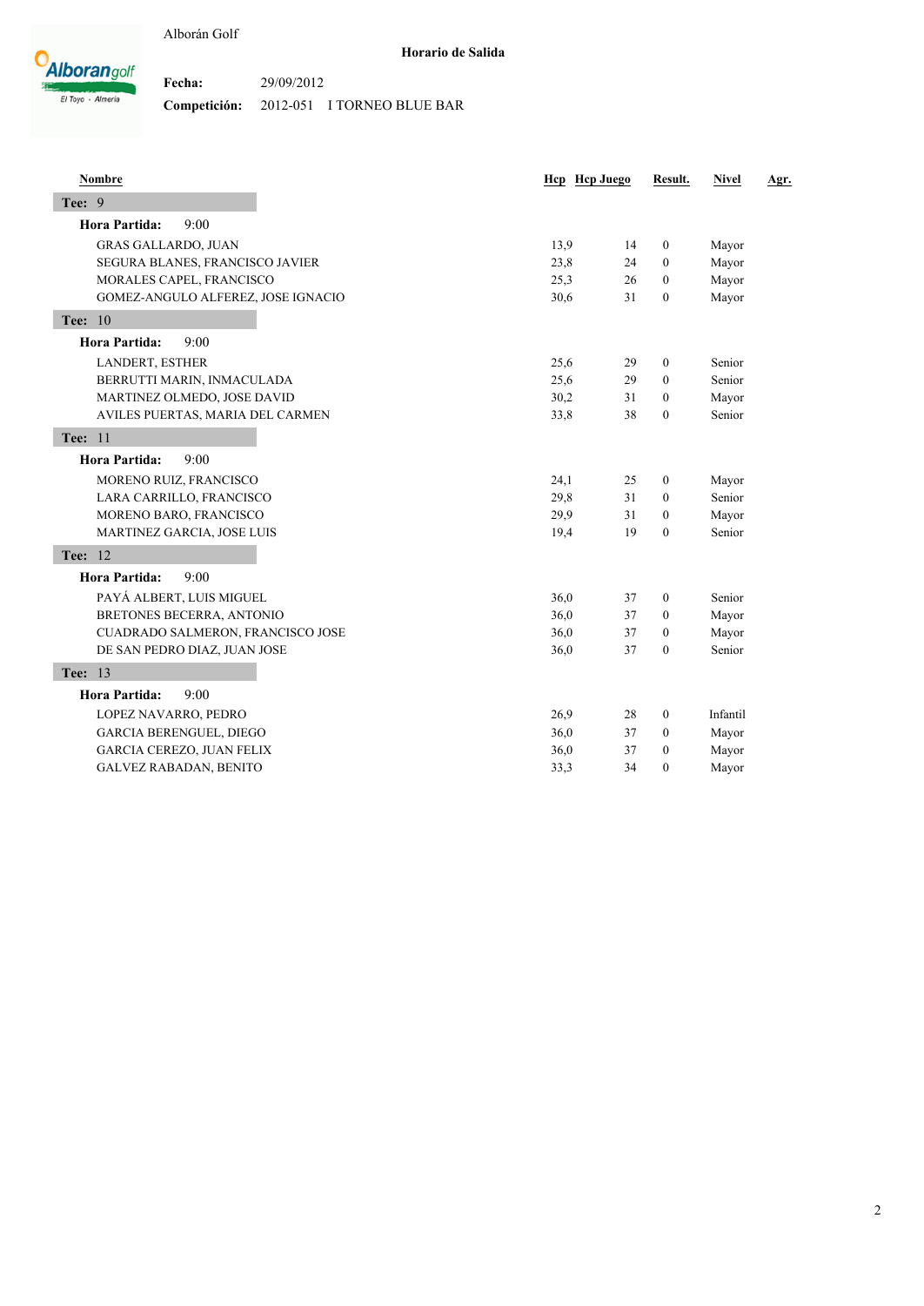Alborán Golf

**Horario de Salida**

**Fecha:** 29/09/2012

**Competición:** 2012-051 I TORNEO BLUE BAR

| Nombre | Hcp | Hcp Juego | Result. | Nivel | Agr. |
|---|---|---|---|---|---|
| **Tee: 9** | | | | | |
| **Hora Partida: 9:00** | | | | | |
| GRAS GALLARDO, JUAN | 13,9 | 14 | 0 | Mayor | |
| SEGURA BLANES, FRANCISCO JAVIER | 23,8 | 24 | 0 | Mayor | |
| MORALES CAPEL, FRANCISCO | 25,3 | 26 | 0 | Mayor | |
| GOMEZ-ANGULO ALFEREZ, JOSE IGNACIO | 30,6 | 31 | 0 | Mayor | |
| **Tee: 10** | | | | | |
| **Hora Partida: 9:00** | | | | | |
| LANDERT, ESTHER | 25,6 | 29 | 0 | Senior | |
| BERRUTTI MARIN, INMACULADA | 25,6 | 29 | 0 | Senior | |
| MARTINEZ OLMEDO, JOSE DAVID | 30,2 | 31 | 0 | Mayor | |
| AVILES PUERTAS, MARIA DEL CARMEN | 33,8 | 38 | 0 | Senior | |
| **Tee: 11** | | | | | |
| **Hora Partida: 9:00** | | | | | |
| MORENO RUIZ, FRANCISCO | 24,1 | 25 | 0 | Mayor | |
| LARA CARRILLO, FRANCISCO | 29,8 | 31 | 0 | Senior | |
| MORENO BARO, FRANCISCO | 29,9 | 31 | 0 | Mayor | |
| MARTINEZ GARCIA, JOSE LUIS | 19,4 | 19 | 0 | Senior | |
| **Tee: 12** | | | | | |
| **Hora Partida: 9:00** | | | | | |
| PAYÁ ALBERT, LUIS MIGUEL | 36,0 | 37 | 0 | Senior | |
| BRETONES BECERRA, ANTONIO | 36,0 | 37 | 0 | Mayor | |
| CUADRADO SALMERON, FRANCISCO JOSE | 36,0 | 37 | 0 | Mayor | |
| DE SAN PEDRO DIAZ, JUAN JOSE | 36,0 | 37 | 0 | Senior | |
| **Tee: 13** | | | | | |
| **Hora Partida: 9:00** | | | | | |
| LOPEZ NAVARRO, PEDRO | 26,9 | 28 | 0 | Infantil | |
| GARCIA BERENGUEL, DIEGO | 36,0 | 37 | 0 | Mayor | |
| GARCIA CEREZO, JUAN FELIX | 36,0 | 37 | 0 | Mayor | |
| GALVEZ RABADAN, BENITO | 33,3 | 34 | 0 | Mayor | |